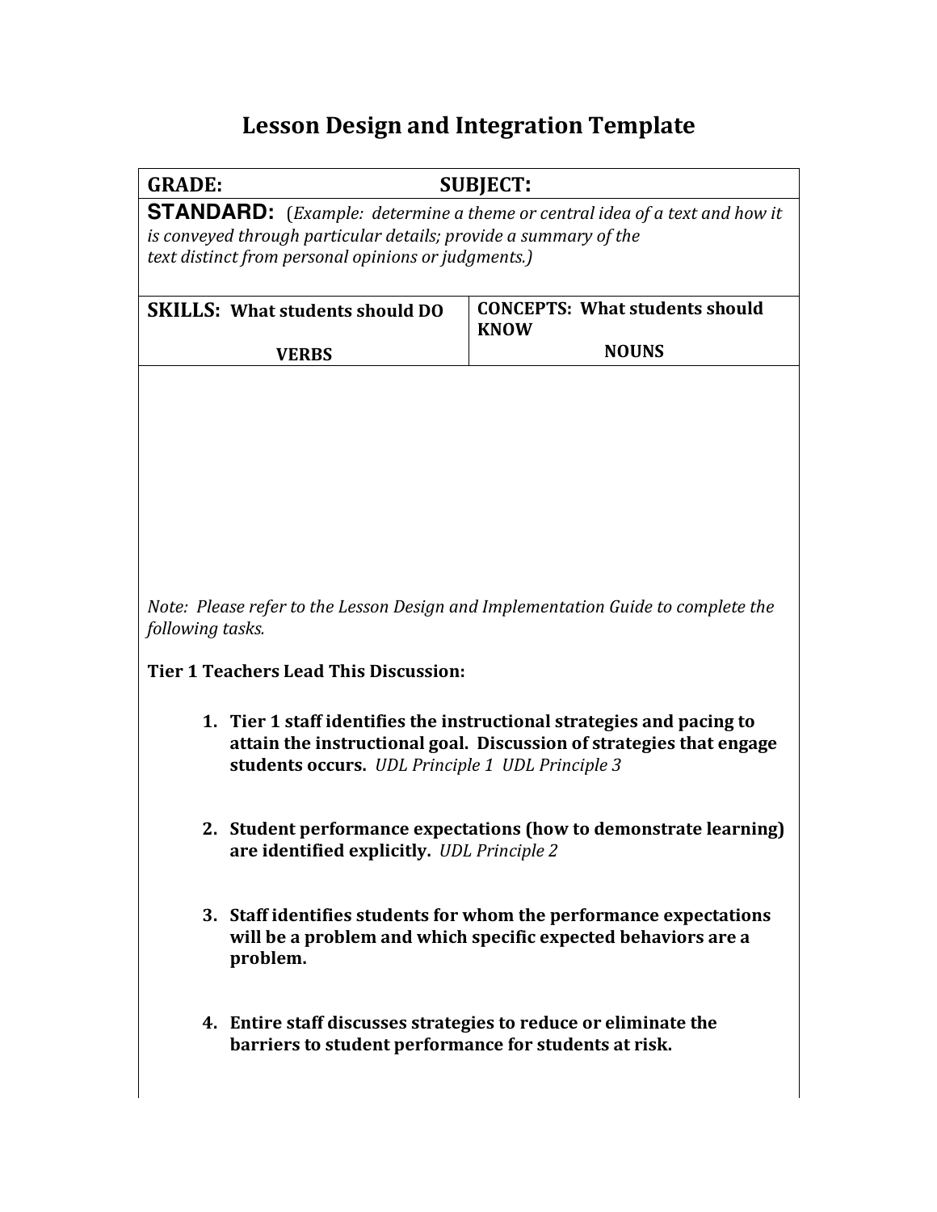# Lesson Design and Integration Template

| GRADE: | SUBJECT: |
|---|---|
| **STANDARD:** (*Example: determine a theme or central idea of a text and how it is conveyed through particular details; provide a summary of the text distinct from personal opinions or judgments.)* | |
| **SKILLS: What students should DO**<br>**VERBS** | **CONCEPTS: What students should KNOW**<br>**NOUNS** |
| | |

*Note: Please refer to the Lesson Design and Implementation Guide to complete the following tasks.*

**Tier 1 Teachers Lead This Discussion:**

1. **Tier 1 staff identifies the instructional strategies and pacing to attain the instructional goal. Discussion of strategies that engage students occurs.** *UDL Principle 1 UDL Principle 3*

2. **Student performance expectations (how to demonstrate learning) are identified explicitly.** *UDL Principle 2*

3. **Staff identifies students for whom the performance expectations will be a problem and which specific expected behaviors are a problem.**

4. **Entire staff discusses strategies to reduce or eliminate the barriers to student performance for students at risk.**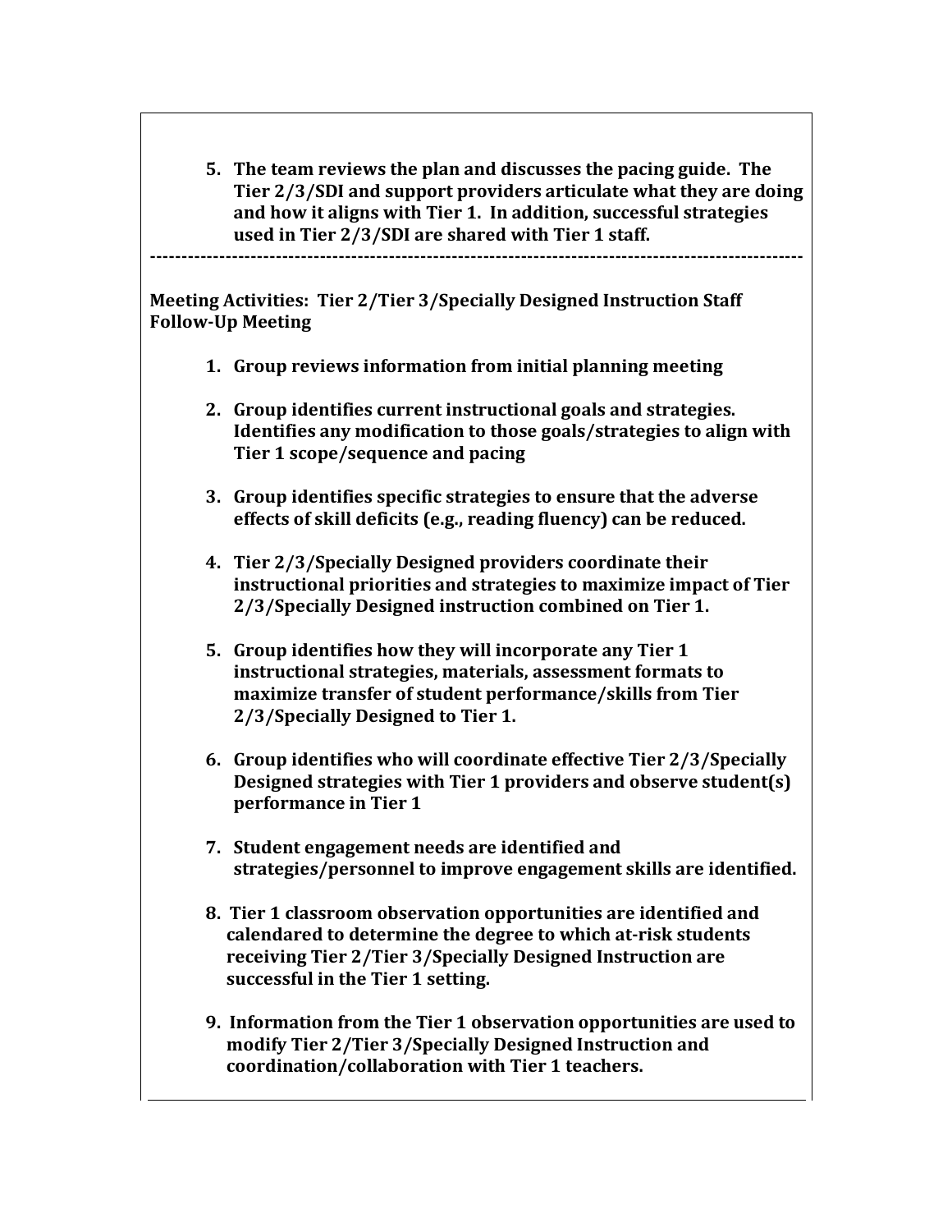5. **The team reviews the plan and discusses the pacing guide. The Tier 2/3/SDI and support providers articulate what they are doing and how it aligns with Tier 1. In addition, successful strategies used in Tier 2/3/SDI are shared with Tier 1 staff.**

---

**Meeting Activities: Tier 2/Tier 3/Specially Designed Instruction Staff Follow-Up Meeting**

1. **Group reviews information from initial planning meeting**

2. **Group identifies current instructional goals and strategies. Identifies any modification to those goals/strategies to align with Tier 1 scope/sequence and pacing**

3. **Group identifies specific strategies to ensure that the adverse effects of skill deficits (e.g., reading fluency) can be reduced.**

4. **Tier 2/3/Specially Designed providers coordinate their instructional priorities and strategies to maximize impact of Tier 2/3/Specially Designed instruction combined on Tier 1.**

5. **Group identifies how they will incorporate any Tier 1 instructional strategies, materials, assessment formats to maximize transfer of student performance/skills from Tier 2/3/Specially Designed to Tier 1.**

6. **Group identifies who will coordinate effective Tier 2/3/Specially Designed strategies with Tier 1 providers and observe student(s) performance in Tier 1**

7. **Student engagement needs are identified and strategies/personnel to improve engagement skills are identified.**

8. **Tier 1 classroom observation opportunities are identified and calendared to determine the degree to which at-risk students receiving Tier 2/Tier 3/Specially Designed Instruction are successful in the Tier 1 setting.**

9. **Information from the Tier 1 observation opportunities are used to modify Tier 2/Tier 3/Specially Designed Instruction and coordination/collaboration with Tier 1 teachers.**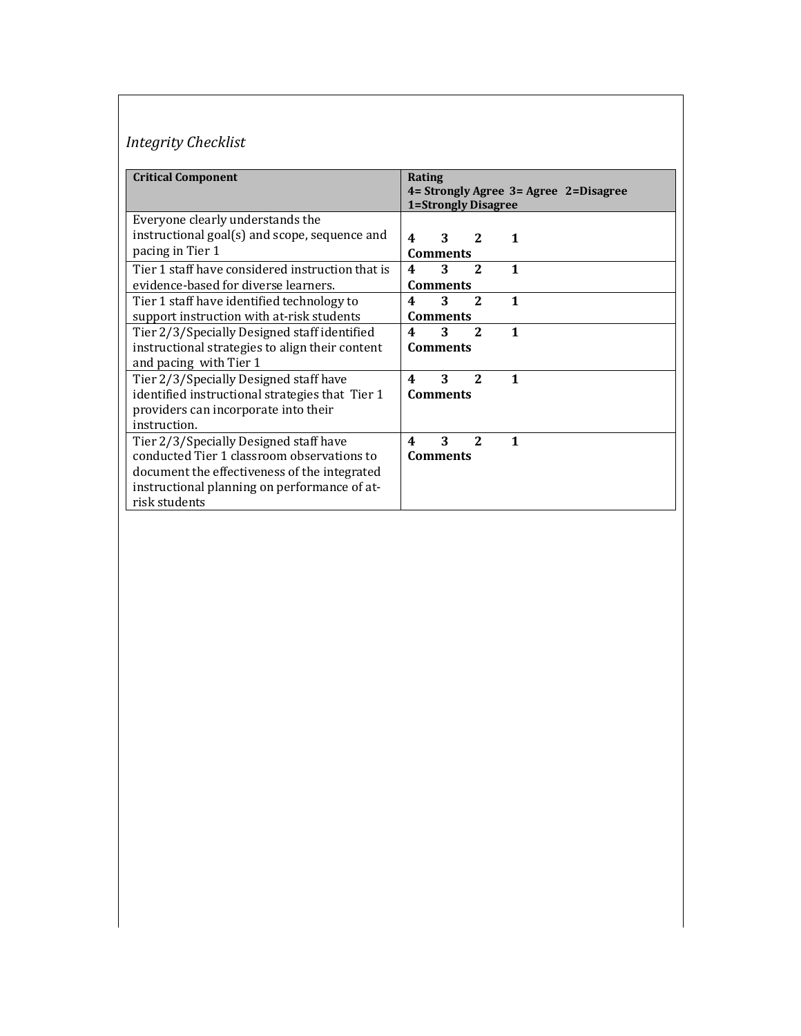*Integrity Checklist*

| **Critical Component** | **Rating**<br>**4= Strongly Agree 3= Agree 2=Disagree 1=Strongly Disagree** |
|---|---|
| Everyone clearly understands the instructional goal(s) and scope, sequence and pacing in Tier 1 | **4 3 2 1**<br>**Comments** |
| Tier 1 staff have considered instruction that is evidence-based for diverse learners. | **4 3 2 1**<br>**Comments** |
| Tier 1 staff have identified technology to support instruction with at-risk students | **4 3 2 1**<br>**Comments** |
| Tier 2/3/Specially Designed staff identified instructional strategies to align their content and pacing with Tier 1 | **4 3 2 1**<br>**Comments** |
| Tier 2/3/Specially Designed staff have identified instructional strategies that Tier 1 providers can incorporate into their instruction. | **4 3 2 1**<br>**Comments** |
| Tier 2/3/Specially Designed staff have conducted Tier 1 classroom observations to document the effectiveness of the integrated instructional planning on performance of at-risk students | **4 3 2 1**<br>**Comments** |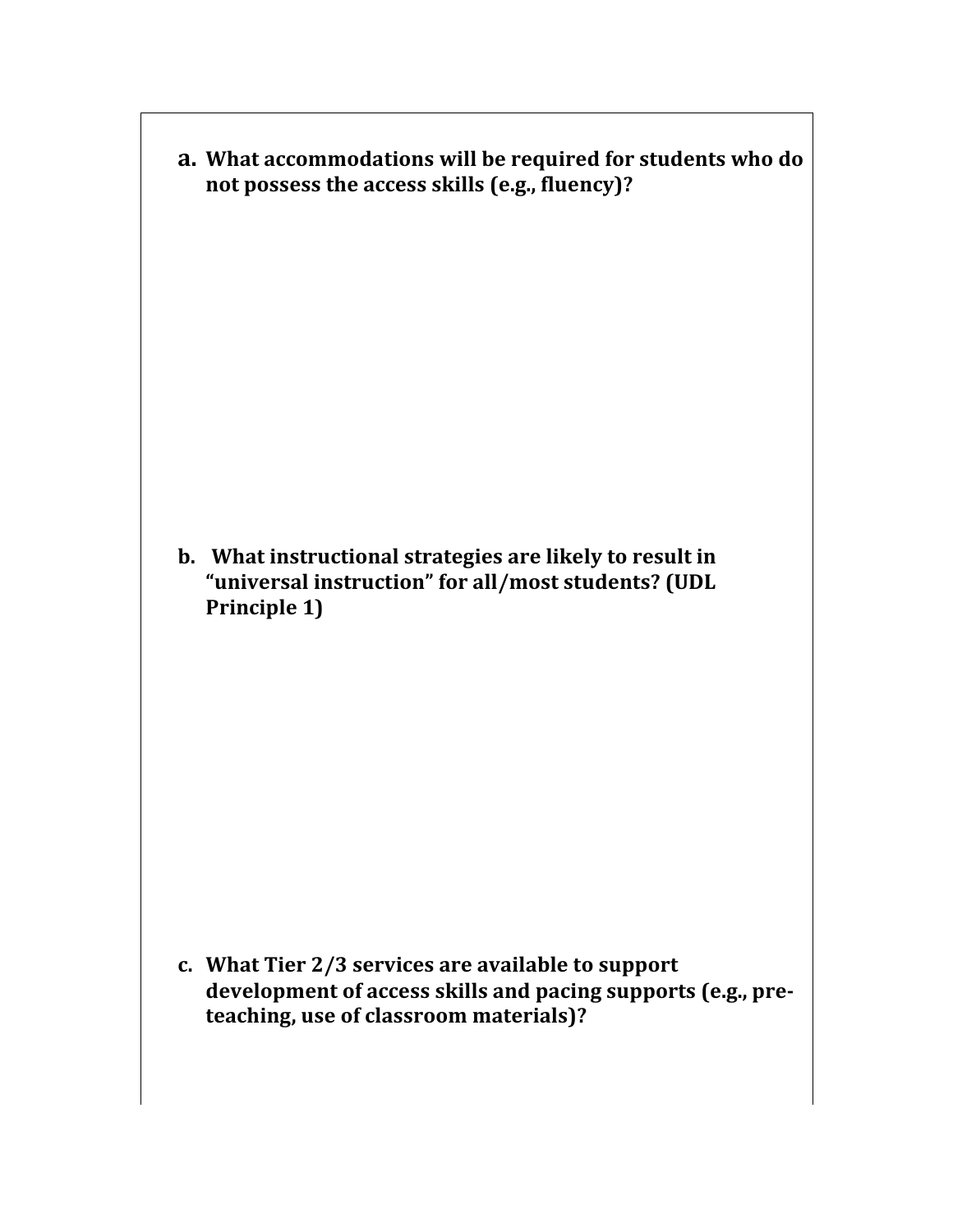**a. What accommodations will be required for students who do not possess the access skills (e.g., fluency)?**

**b. What instructional strategies are likely to result in "universal instruction" for all/most students? (UDL Principle 1)**

**c. What Tier 2/3 services are available to support development of access skills and pacing supports (e.g., pre-teaching, use of classroom materials)?**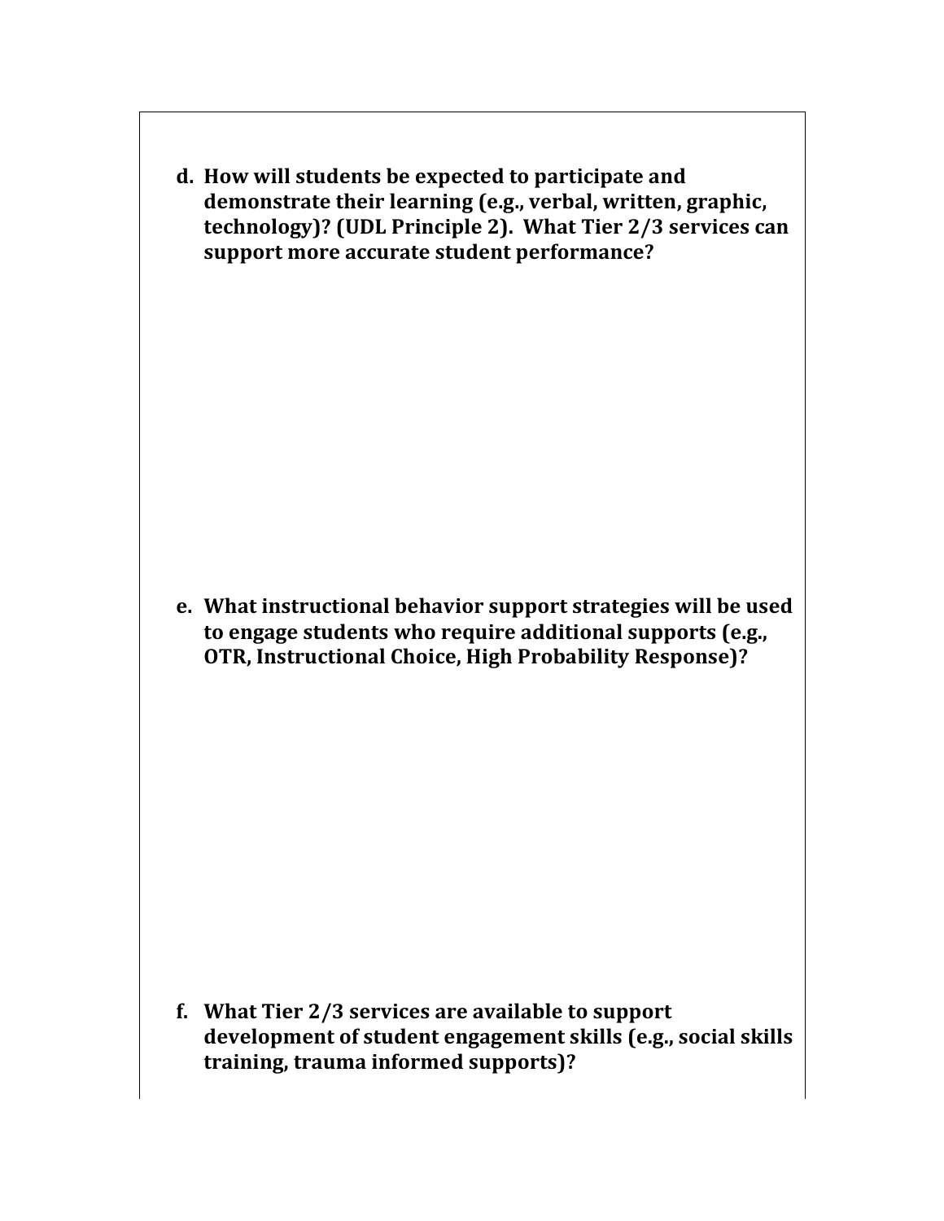**d. How will students be expected to participate and demonstrate their learning (e.g., verbal, written, graphic, technology)? (UDL Principle 2). What Tier 2/3 services can support more accurate student performance?**

**e. What instructional behavior support strategies will be used to engage students who require additional supports (e.g., OTR, Instructional Choice, High Probability Response)?**

**f. What Tier 2/3 services are available to support development of student engagement skills (e.g., social skills training, trauma informed supports)?**